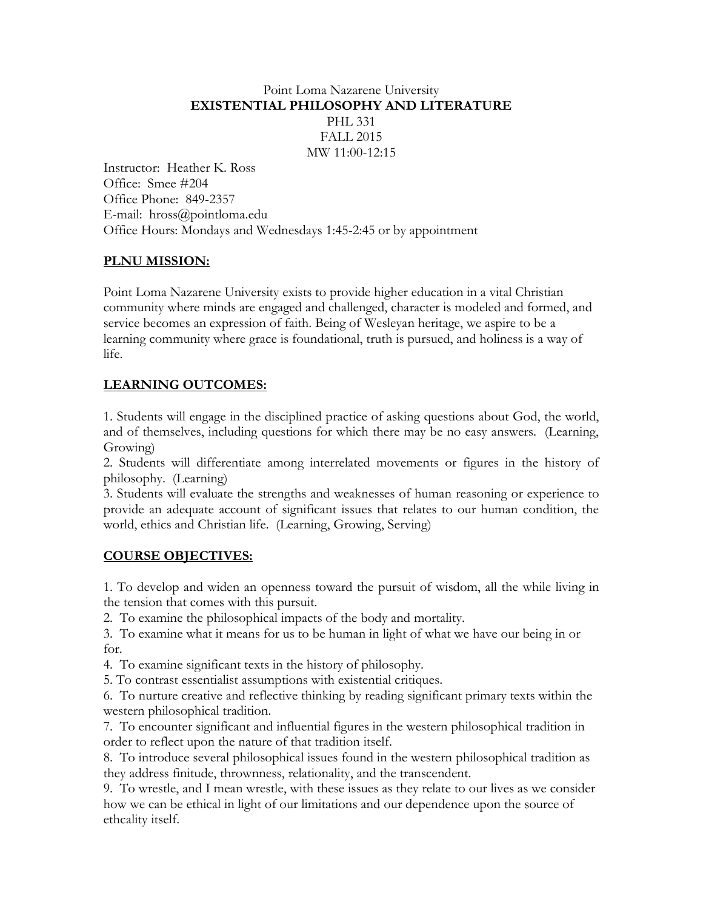Point Loma Nazarene University

# EXISTENTIAL PHILOSOPHY AND LITERATURE

PHL 331

FALL 2015

MW 11:00-12:15

Instructor: Heather K. Ross
Office: Smee #204
Office Phone: 849-2357
E-mail: hross@pointloma.edu
Office Hours: Mondays and Wednesdays 1:45-2:45 or by appointment

## PLNU MISSION:

Point Loma Nazarene University exists to provide higher education in a vital Christian community where minds are engaged and challenged, character is modeled and formed, and service becomes an expression of faith. Being of Wesleyan heritage, we aspire to be a learning community where grace is foundational, truth is pursued, and holiness is a way of life.

## LEARNING OUTCOMES:

1. Students will engage in the disciplined practice of asking questions about God, the world, and of themselves, including questions for which there may be no easy answers. (Learning, Growing)
2. Students will differentiate among interrelated movements or figures in the history of philosophy. (Learning)
3. Students will evaluate the strengths and weaknesses of human reasoning or experience to provide an adequate account of significant issues that relates to our human condition, the world, ethics and Christian life. (Learning, Growing, Serving)

## COURSE OBJECTIVES:

1. To develop and widen an openness toward the pursuit of wisdom, all the while living in the tension that comes with this pursuit.
2. To examine the philosophical impacts of the body and mortality.
3. To examine what it means for us to be human in light of what we have our being in or for.
4. To examine significant texts in the history of philosophy.
5. To contrast essentialist assumptions with existential critiques.
6. To nurture creative and reflective thinking by reading significant primary texts within the western philosophical tradition.
7. To encounter significant and influential figures in the western philosophical tradition in order to reflect upon the nature of that tradition itself.
8. To introduce several philosophical issues found in the western philosophical tradition as they address finitude, thrownness, relationality, and the transcendent.
9. To wrestle, and I mean wrestle, with these issues as they relate to our lives as we consider how we can be ethical in light of our limitations and our dependence upon the source of ethcality itself.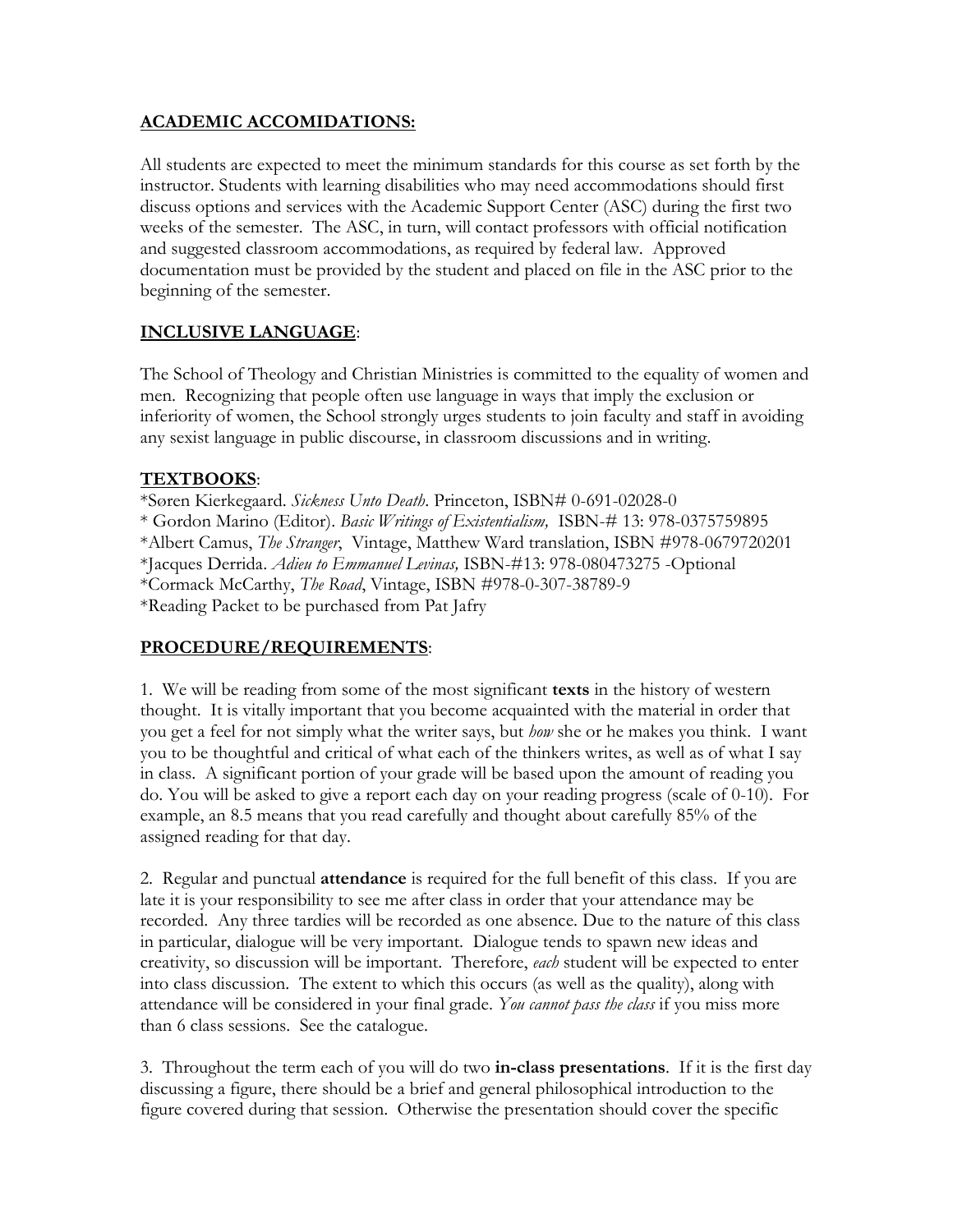**ACADEMIC ACCOMIDATIONS:**

All students are expected to meet the minimum standards for this course as set forth by the instructor. Students with learning disabilities who may need accommodations should first discuss options and services with the Academic Support Center (ASC) during the first two weeks of the semester. The ASC, in turn, will contact professors with official notification and suggested classroom accommodations, as required by federal law. Approved documentation must be provided by the student and placed on file in the ASC prior to the beginning of the semester.

**INCLUSIVE LANGUAGE**:

The School of Theology and Christian Ministries is committed to the equality of women and men. Recognizing that people often use language in ways that imply the exclusion or inferiority of women, the School strongly urges students to join faculty and staff in avoiding any sexist language in public discourse, in classroom discussions and in writing.

**TEXTBOOKS**:

*Søren Kierkegaard. *Sickness Unto Death*. Princeton, ISBN# 0-691-02028-0
* Gordon Marino (Editor). *Basic Writings of Existentialism,* ISBN-# 13: 978-0375759895
*Albert Camus, *The Stranger*, Vintage, Matthew Ward translation, ISBN #978-0679720201
*Jacques Derrida. *Adieu to Emmanuel Levinas,* ISBN-#13: 978-080473275 -Optional
*Cormack McCarthy, *The Road*, Vintage, ISBN #978-0-307-38789-9
*Reading Packet to be purchased from Pat Jafry

**PROCEDURE/REQUIREMENTS**:

1. We will be reading from some of the most significant **texts** in the history of western thought. It is vitally important that you become acquainted with the material in order that you get a feel for not simply what the writer says, but *how* she or he makes you think. I want you to be thoughtful and critical of what each of the thinkers writes, as well as of what I say in class. A significant portion of your grade will be based upon the amount of reading you do. You will be asked to give a report each day on your reading progress (scale of 0-10). For example, an 8.5 means that you read carefully and thought about carefully 85% of the assigned reading for that day.

2. Regular and punctual **attendance** is required for the full benefit of this class. If you are late it is your responsibility to see me after class in order that your attendance may be recorded. Any three tardies will be recorded as one absence. Due to the nature of this class in particular, dialogue will be very important. Dialogue tends to spawn new ideas and creativity, so discussion will be important. Therefore, *each* student will be expected to enter into class discussion. The extent to which this occurs (as well as the quality), along with attendance will be considered in your final grade. *You cannot pass the class* if you miss more than 6 class sessions. See the catalogue.

3. Throughout the term each of you will do two **in-class presentations**. If it is the first day discussing a figure, there should be a brief and general philosophical introduction to the figure covered during that session. Otherwise the presentation should cover the specific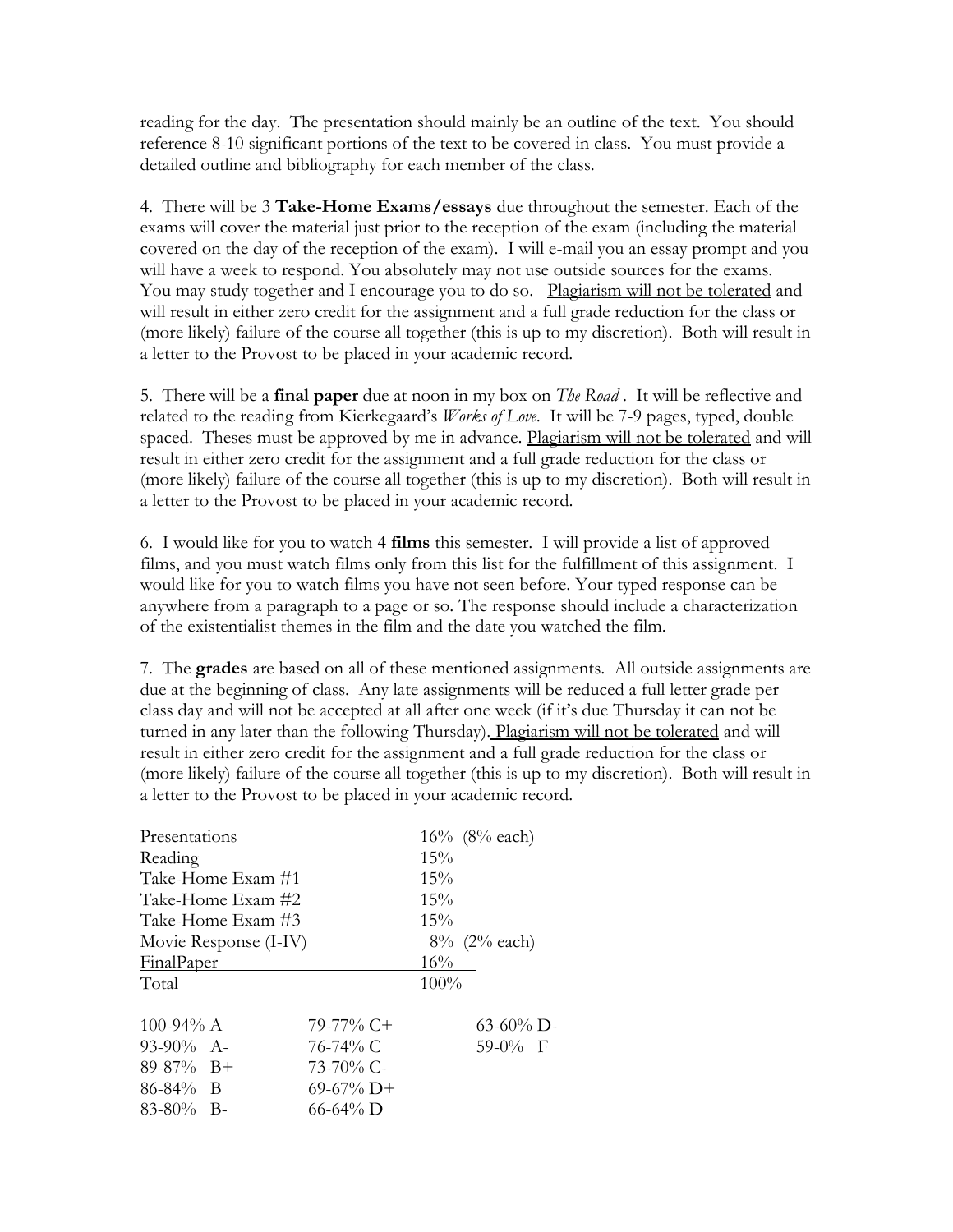reading for the day. The presentation should mainly be an outline of the text. You should reference 8-10 significant portions of the text to be covered in class. You must provide a detailed outline and bibliography for each member of the class.

4. There will be 3 **Take-Home Exams/essays** due throughout the semester. Each of the exams will cover the material just prior to the reception of the exam (including the material covered on the day of the reception of the exam). I will e-mail you an essay prompt and you will have a week to respond. You absolutely may not use outside sources for the exams. You may study together and I encourage you to do so. <u>Plagiarism will not be tolerated</u> and will result in either zero credit for the assignment and a full grade reduction for the class or (more likely) failure of the course all together (this is up to my discretion). Both will result in a letter to the Provost to be placed in your academic record.

5. There will be a **final paper** due at noon in my box on *The Road* . It will be reflective and related to the reading from Kierkegaard's *Works of Love*. It will be 7-9 pages, typed, double spaced. Theses must be approved by me in advance. <u>Plagiarism will not be tolerated</u> and will result in either zero credit for the assignment and a full grade reduction for the class or (more likely) failure of the course all together (this is up to my discretion). Both will result in a letter to the Provost to be placed in your academic record.

6. I would like for you to watch 4 **films** this semester. I will provide a list of approved films, and you must watch films only from this list for the fulfillment of this assignment. I would like for you to watch films you have not seen before. Your typed response can be anywhere from a paragraph to a page or so. The response should include a characterization of the existentialist themes in the film and the date you watched the film.

7. The **grades** are based on all of these mentioned assignments. All outside assignments are due at the beginning of class. Any late assignments will be reduced a full letter grade per class day and will not be accepted at all after one week (if it's due Thursday it can not be turned in any later than the following Thursday). <u>Plagiarism will not be tolerated</u> and will result in either zero credit for the assignment and a full grade reduction for the class or (more likely) failure of the course all together (this is up to my discretion). Both will result in a letter to the Provost to be placed in your academic record.

| Assignment | Weight |
|---|---|
| Presentations | 16% (8% each) |
| Reading | 15% |
| Take-Home Exam #1 | 15% |
| Take-Home Exam #2 | 15% |
| Take-Home Exam #3 | 15% |
| Movie Response (I-IV) | 8% (2% each) |
| FinalPaper | 16% |
| Total | 100% |

| | | |
|---|---|---|
| 100-94% A | 79-77% C+ | 63-60% D- |
| 93-90% A- | 76-74% C | 59-0% F |
| 89-87% B+ | 73-70% C- | |
| 86-84% B | 69-67% D+ | |
| 83-80% B- | 66-64% D | |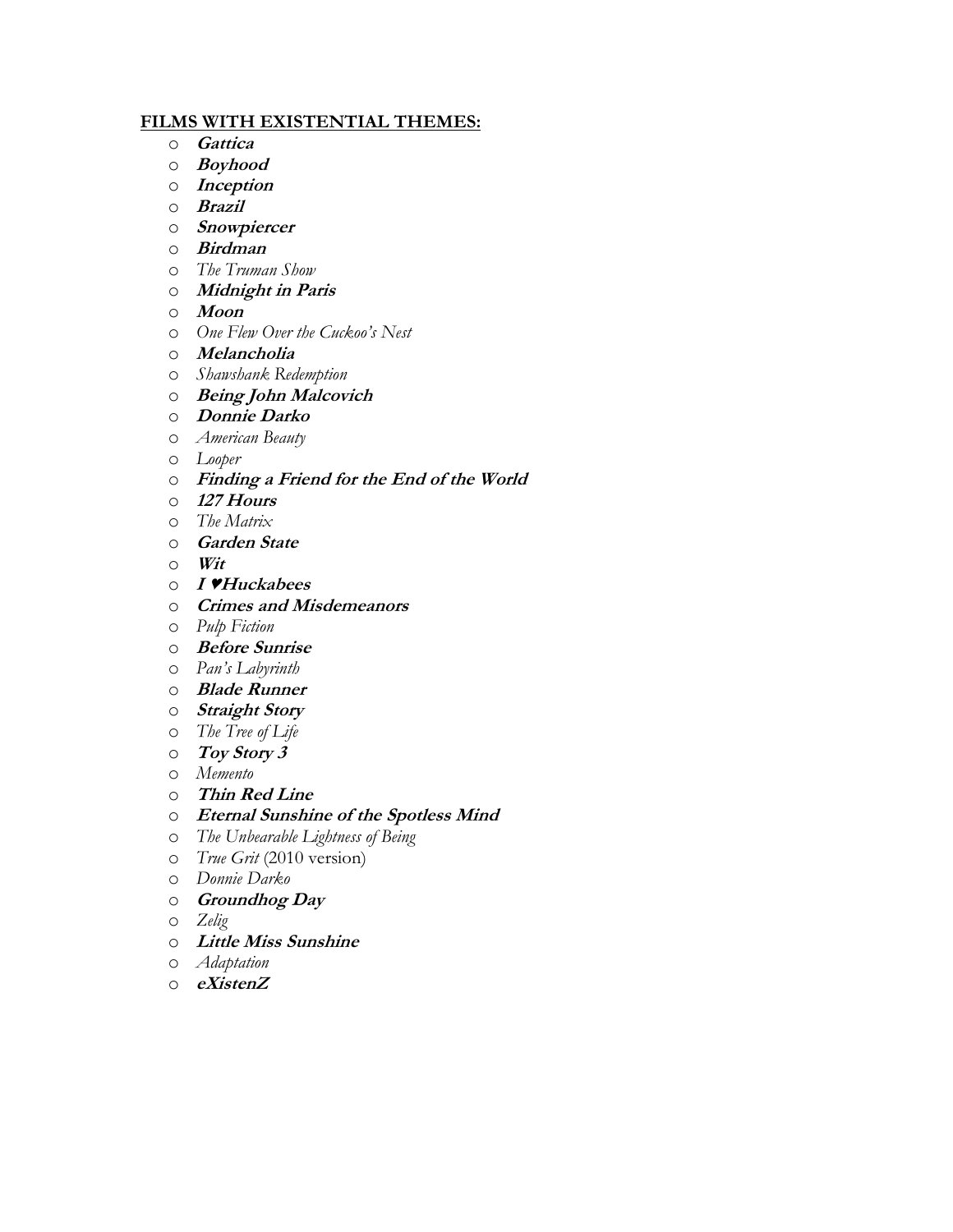**FILMS WITH EXISTENTIAL THEMES:**

- ***Gattica***
- ***Boyhood***
- ***Inception***
- ***Brazil***
- ***Snowpiercer***
- ***Birdman***
- *The Truman Show*
- ***Midnight in Paris***
- ***Moon***
- *One Flew Over the Cuckoo's Nest*
- ***Melancholia***
- *Shawshank Redemption*
- ***Being John Malcovich***
- ***Donnie Darko***
- *American Beauty*
- *Looper*
- ***Finding a Friend for the End of the World***
- ***127 Hours***
- *The Matrix*
- ***Garden State***
- ***Wit***
- ***I ♥Huckabees***
- ***Crimes and Misdemeanors***
- *Pulp Fiction*
- ***Before Sunrise***
- *Pan's Labyrinth*
- ***Blade Runner***
- ***Straight Story***
- *The Tree of Life*
- ***Toy Story 3***
- *Memento*
- ***Thin Red Line***
- ***Eternal Sunshine of the Spotless Mind***
- *The Unbearable Lightness of Being*
- *True Grit* (2010 version)
- *Donnie Darko*
- ***Groundhog Day***
- *Zelig*
- ***Little Miss Sunshine***
- *Adaptation*
- ***eXistenZ***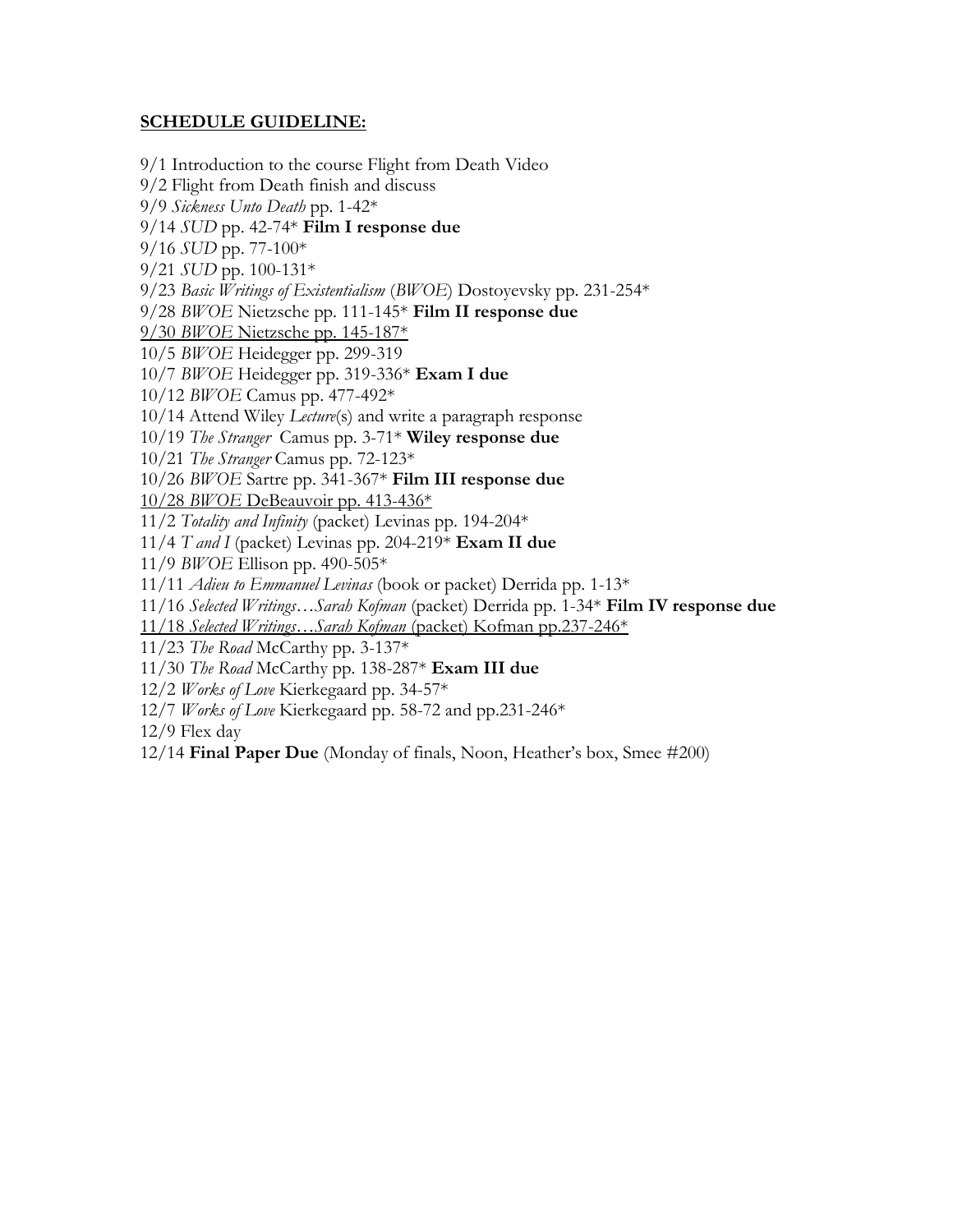**<u>SCHEDULE GUIDELINE:</u>**

9/1 Introduction to the course Flight from Death Video
9/2 Flight from Death finish and discuss
9/9 *Sickness Unto Death* pp. 1-42*
9/14 *SUD* pp. 42-74* **Film I response due**
9/16 *SUD* pp. 77-100*
9/21 *SUD* pp. 100-131*
9/23 *Basic Writings of Existentialism* (*BWOE*) Dostoyevsky pp. 231-254*
9/28 *BWOE* Nietzsche pp. 111-145* **Film II response due**
<u>9/30 *BWOE* Nietzsche pp. 145-187*</u>
10/5 *BWOE* Heidegger pp. 299-319
10/7 *BWOE* Heidegger pp. 319-336* **Exam I due**
10/12 *BWOE* Camus pp. 477-492*
10/14 Attend Wiley *Lecture*(s) and write a paragraph response
10/19 *The Stranger* Camus pp. 3-71* **Wiley response due**
10/21 *The Stranger* Camus pp. 72-123*
10/26 *BWOE* Sartre pp. 341-367* **Film III response due**
<u>10/28 *BWOE* DeBeauvoir pp. 413-436*</u>
11/2 *Totality and Infinity* (packet) Levinas pp. 194-204*
11/4 *T and I* (packet) Levinas pp. 204-219* **Exam II due**
11/9 *BWOE* Ellison pp. 490-505*
11/11 *Adieu to Emmanuel Levinas* (book or packet) Derrida pp. 1-13*
11/16 *Selected Writings…Sarah Kofman* (packet) Derrida pp. 1-34* **Film IV response due**
<u>11/18 *Selected Writings…Sarah Kofman* (packet) Kofman pp.237-246*</u>
11/23 *The Road* McCarthy pp. 3-137*
11/30 *The Road* McCarthy pp. 138-287* **Exam III due**
12/2 *Works of Love* Kierkegaard pp. 34-57*
12/7 *Works of Love* Kierkegaard pp. 58-72 and pp.231-246*
12/9 Flex day
12/14 **Final Paper Due** (Monday of finals, Noon, Heather's box, Smee #200)